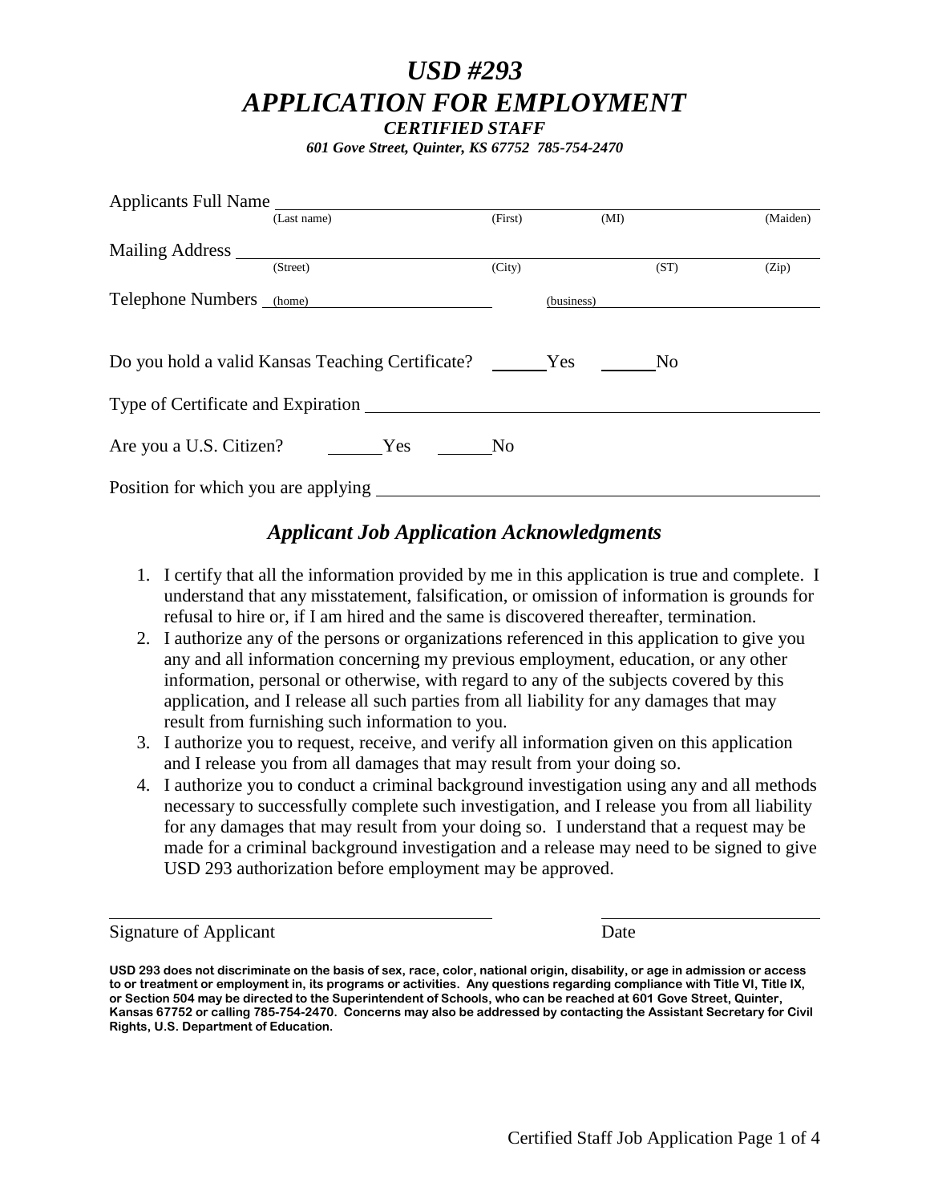# *USD #293*
# *APPLICATION FOR EMPLOYMENT*

***CERTIFIED STAFF***

***601 Gove Street, Quinter, KS 67752 785-754-2470***

Applicants Full Name ______________________________________________________________
(Last name) (First) (MI) (Maiden)

Mailing Address ___________________________________________________________________
(Street) (City) (ST) (Zip)

Telephone Numbers (home) ______________________ (business) ______________________

Do you hold a valid Kansas Teaching Certificate? ______Yes ______No

Type of Certificate and Expiration ______________________________________________

Are you a U.S. Citizen? ______Yes ______No

Position for which you are applying ____________________________________________

## *Applicant Job Application Acknowledgments*

1. I certify that all the information provided by me in this application is true and complete. I understand that any misstatement, falsification, or omission of information is grounds for refusal to hire or, if I am hired and the same is discovered thereafter, termination.
2. I authorize any of the persons or organizations referenced in this application to give you any and all information concerning my previous employment, education, or any other information, personal or otherwise, with regard to any of the subjects covered by this application, and I release all such parties from all liability for any damages that may result from furnishing such information to you.
3. I authorize you to request, receive, and verify all information given on this application and I release you from all damages that may result from your doing so.
4. I authorize you to conduct a criminal background investigation using any and all methods necessary to successfully complete such investigation, and I release you from all liability for any damages that may result from your doing so. I understand that a request may be made for a criminal background investigation and a release may need to be signed to give USD 293 authorization before employment may be approved.

_________________________________________ ________________________

Signature of Applicant Date

**USD 293 does not discriminate on the basis of sex, race, color, national origin, disability, or age in admission or access to or treatment or employment in, its programs or activities. Any questions regarding compliance with Title VI, Title IX, or Section 504 may be directed to the Superintendent of Schools, who can be reached at 601 Gove Street, Quinter, Kansas 67752 or calling 785-754-2470. Concerns may also be addressed by contacting the Assistant Secretary for Civil Rights, U.S. Department of Education.**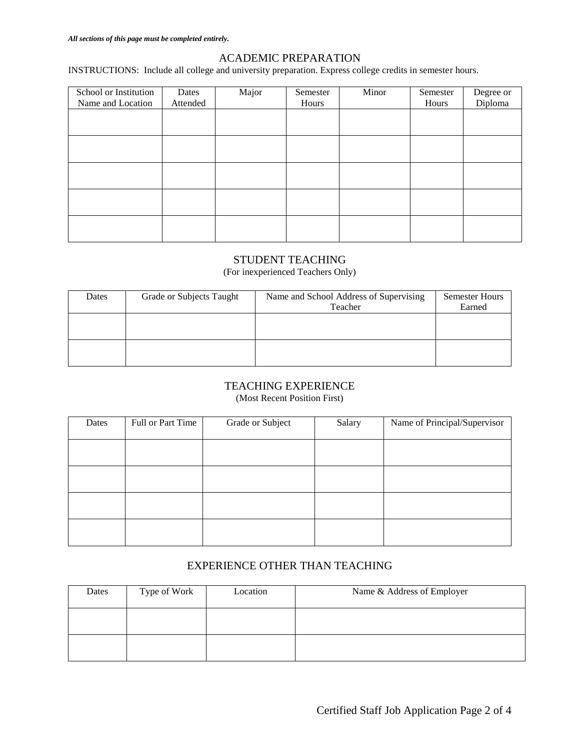***All sections of this page must be completed entirely.***

## ACADEMIC PREPARATION

INSTRUCTIONS: Include all college and university preparation. Express college credits in semester hours.

| School or Institution Name and Location | Dates Attended | Major | Semester Hours | Minor | Semester Hours | Degree or Diploma |
|---|---|---|---|---|---|---|
| | | | | | | |
| | | | | | | |
| | | | | | | |
| | | | | | | |
| | | | | | | |

## STUDENT TEACHING

(For inexperienced Teachers Only)

| Dates | Grade or Subjects Taught | Name and School Address of Supervising Teacher | Semester Hours Earned |
|---|---|---|---|
| | | | |
| | | | |

## TEACHING EXPERIENCE

(Most Recent Position First)

| Dates | Full or Part Time | Grade or Subject | Salary | Name of Principal/Supervisor |
|---|---|---|---|---|
| | | | | |
| | | | | |
| | | | | |
| | | | | |

## EXPERIENCE OTHER THAN TEACHING

| Dates | Type of Work | Location | Name & Address of Employer |
|---|---|---|---|
| | | | |
| | | | |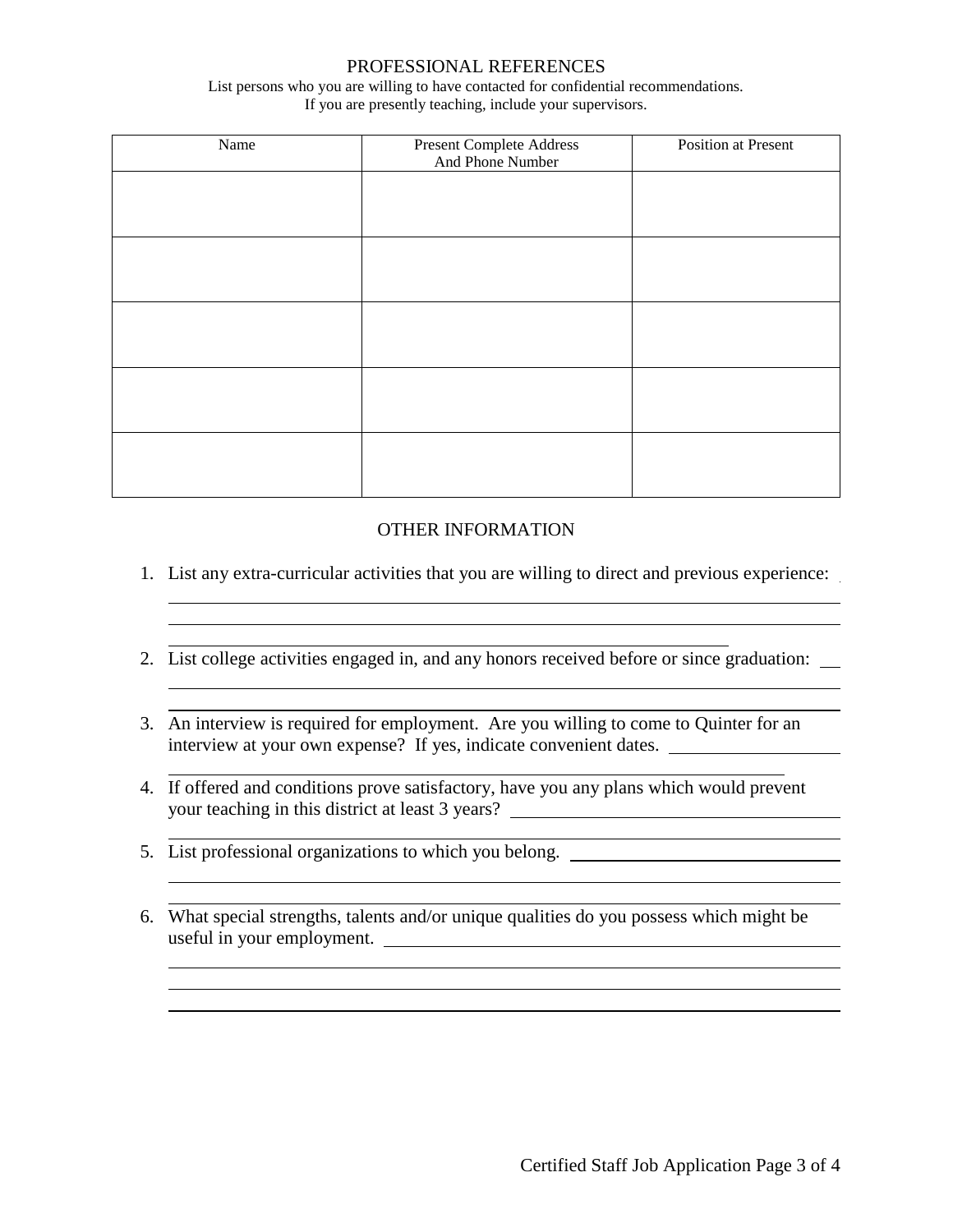## PROFESSIONAL REFERENCES

List persons who you are willing to have contacted for confidential recommendations.
If you are presently teaching, include your supervisors.

| Name | Present Complete Address And Phone Number | Position at Present |
|---|---|---|
| | | |
| | | |
| | | |
| | | |
| | | |

## OTHER INFORMATION

1. List any extra-curricular activities that you are willing to direct and previous experience:
2. List college activities engaged in, and any honors received before or since graduation:
3. An interview is required for employment. Are you willing to come to Quinter for an interview at your own expense? If yes, indicate convenient dates.
4. If offered and conditions prove satisfactory, have you any plans which would prevent your teaching in this district at least 3 years?
5. List professional organizations to which you belong.
6. What special strengths, talents and/or unique qualities do you possess which might be useful in your employment.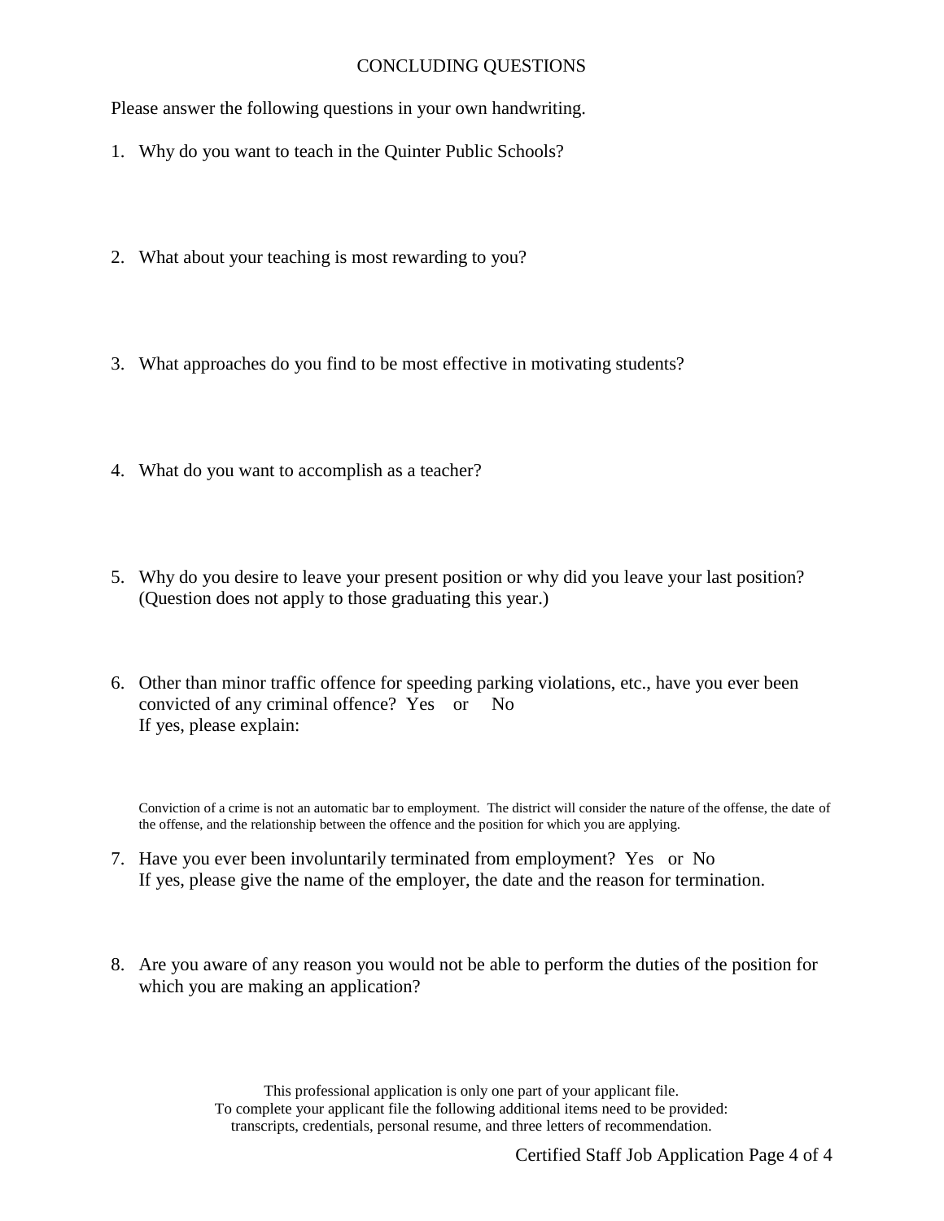# CONCLUDING QUESTIONS

Please answer the following questions in your own handwriting.

1. Why do you want to teach in the Quinter Public Schools?

2. What about your teaching is most rewarding to you?

3. What approaches do you find to be most effective in motivating students?

4. What do you want to accomplish as a teacher?

5. Why do you desire to leave your present position or why did you leave your last position? (Question does not apply to those graduating this year.)

6. Other than minor traffic offence for speeding parking violations, etc., have you ever been convicted of any criminal offence? Yes or No
   If yes, please explain:

   Conviction of a crime is not an automatic bar to employment. The district will consider the nature of the offense, the date of the offense, and the relationship between the offence and the position for which you are applying.

7. Have you ever been involuntarily terminated from employment? Yes or No
   If yes, please give the name of the employer, the date and the reason for termination.

8. Are you aware of any reason you would not be able to perform the duties of the position for which you are making an application?

This professional application is only one part of your applicant file.
To complete your applicant file the following additional items need to be provided:
transcripts, credentials, personal resume, and three letters of recommendation.